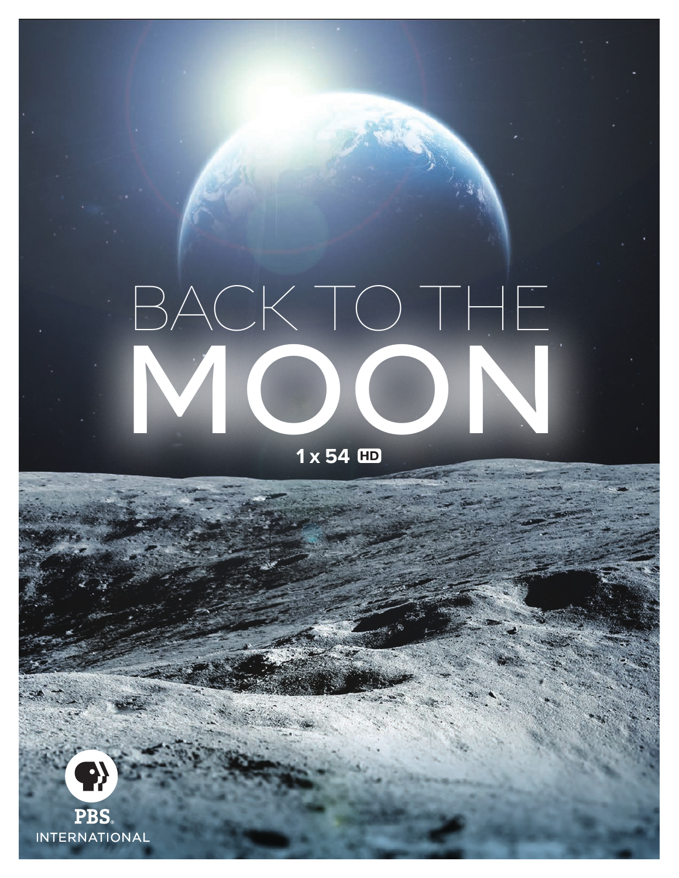# BACK TO THE MOON

1 x 54 HD

PBS INTERNATIONAL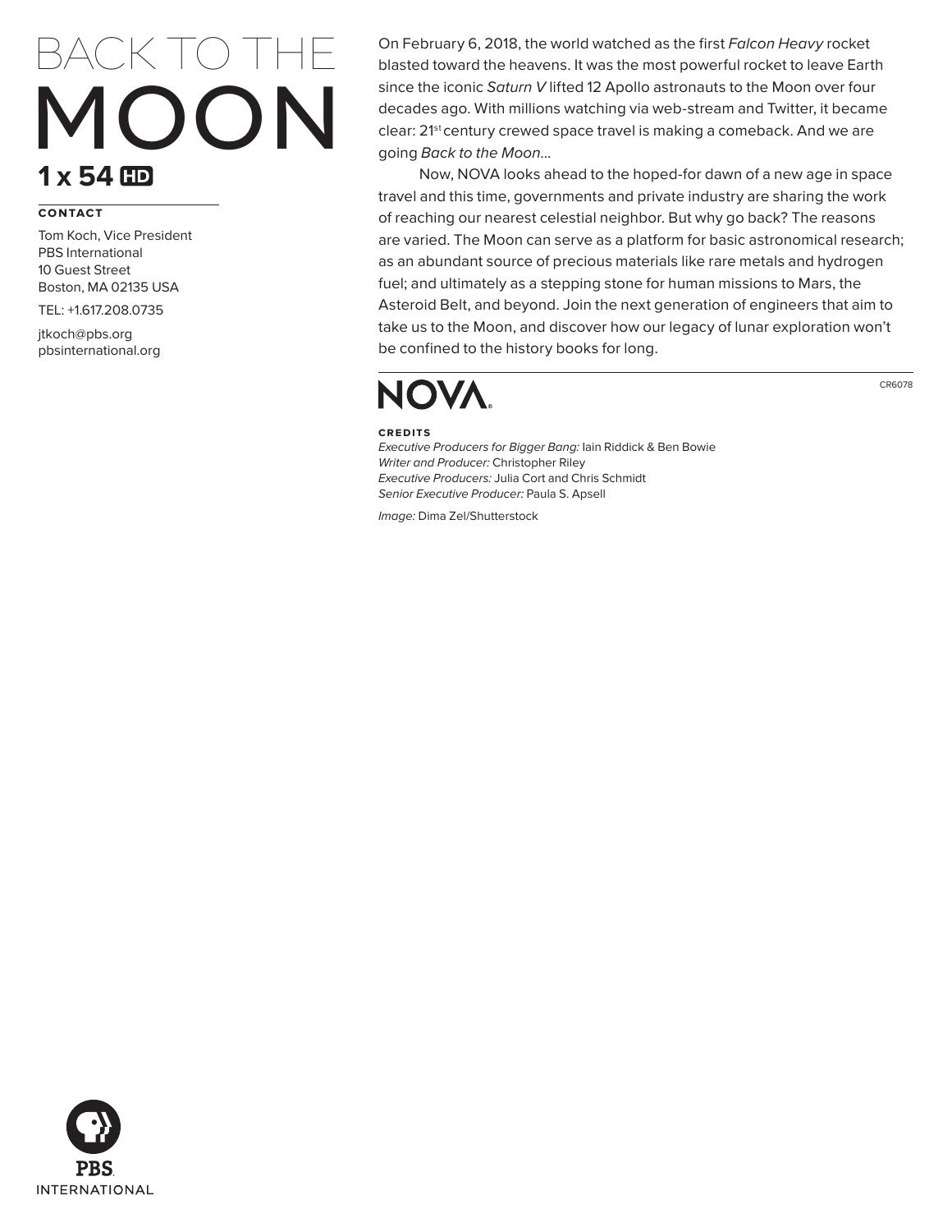# BACK TO THE MOON

## 1 x 54 HD

**CONTACT**

Tom Koch, Vice President
PBS International
10 Guest Street
Boston, MA 02135 USA

TEL: +1.617.208.0735

jtkoch@pbs.org
pbsinternational.org

On February 6, 2018, the world watched as the first *Falcon Heavy* rocket blasted toward the heavens. It was the most powerful rocket to leave Earth since the iconic *Saturn V* lifted 12 Apollo astronauts to the Moon over four decades ago. With millions watching via web-stream and Twitter, it became clear: 21st century crewed space travel is making a comeback. And we are going *Back to the Moon*...

Now, NOVA looks ahead to the hoped-for dawn of a new age in space travel and this time, governments and private industry are sharing the work of reaching our nearest celestial neighbor. But why go back? The reasons are varied. The Moon can serve as a platform for basic astronomical research; as an abundant source of precious materials like rare metals and hydrogen fuel; and ultimately as a stepping stone for human missions to Mars, the Asteroid Belt, and beyond. Join the next generation of engineers that aim to take us to the Moon, and discover how our legacy of lunar exploration won't be confined to the history books for long.

NOVA

CR6078

**CREDITS**

*Executive Producers for Bigger Bang:* Iain Riddick & Ben Bowie
*Writer and Producer:* Christopher Riley
*Executive Producers:* Julia Cort and Chris Schmidt
*Senior Executive Producer:* Paula S. Apsell

*Image:* Dima Zel/Shutterstock

PBS INTERNATIONAL